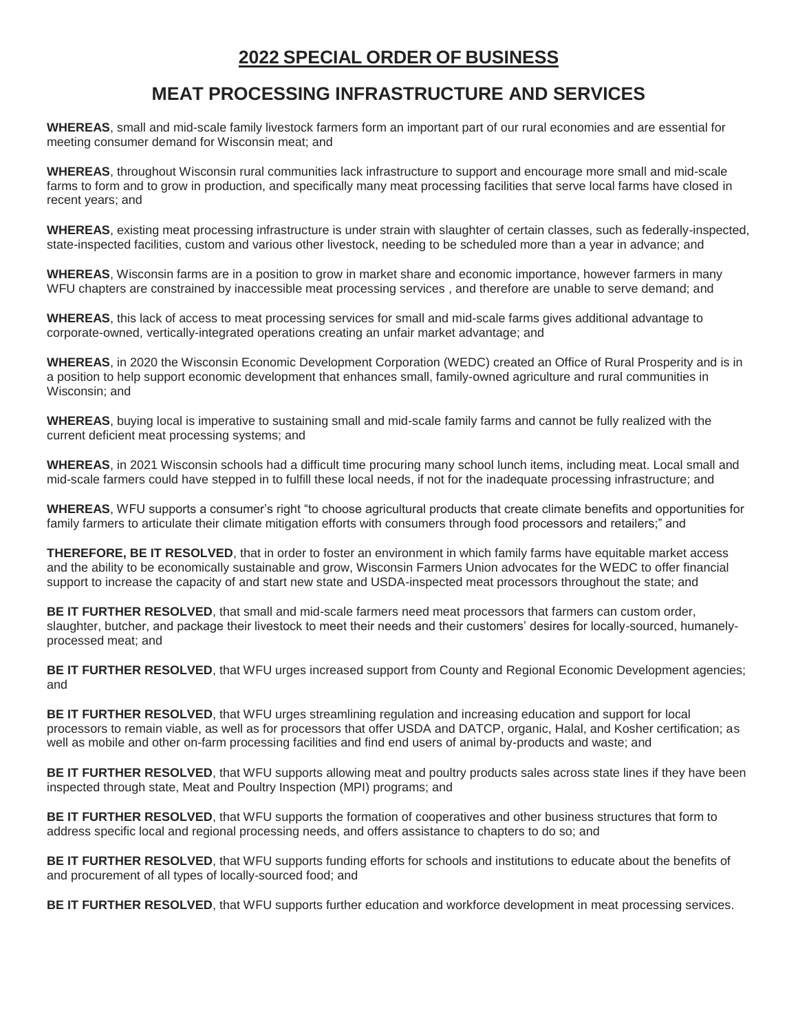# 2022 SPECIAL ORDER OF BUSINESS

## MEAT PROCESSING INFRASTRUCTURE AND SERVICES

**WHEREAS**, small and mid-scale family livestock farmers form an important part of our rural economies and are essential for meeting consumer demand for Wisconsin meat; and

**WHEREAS**, throughout Wisconsin rural communities lack infrastructure to support and encourage more small and mid-scale farms to form and to grow in production, and specifically many meat processing facilities that serve local farms have closed in recent years; and

**WHEREAS**, existing meat processing infrastructure is under strain with slaughter of certain classes, such as federally-inspected, state-inspected facilities, custom and various other livestock, needing to be scheduled more than a year in advance; and

**WHEREAS**, Wisconsin farms are in a position to grow in market share and economic importance, however farmers in many WFU chapters are constrained by inaccessible meat processing services , and therefore are unable to serve demand; and

**WHEREAS**, this lack of access to meat processing services for small and mid-scale farms gives additional advantage to corporate-owned, vertically-integrated operations creating an unfair market advantage; and

**WHEREAS**, in 2020 the Wisconsin Economic Development Corporation (WEDC) created an Office of Rural Prosperity and is in a position to help support economic development that enhances small, family-owned agriculture and rural communities in Wisconsin; and

**WHEREAS**, buying local is imperative to sustaining small and mid-scale family farms and cannot be fully realized with the current deficient meat processing systems; and

**WHEREAS**, in 2021 Wisconsin schools had a difficult time procuring many school lunch items, including meat. Local small and mid-scale farmers could have stepped in to fulfill these local needs, if not for the inadequate processing infrastructure; and

**WHEREAS**, WFU supports a consumer's right "to choose agricultural products that create climate benefits and opportunities for family farmers to articulate their climate mitigation efforts with consumers through food processors and retailers;" and

**THEREFORE, BE IT RESOLVED**, that in order to foster an environment in which family farms have equitable market access and the ability to be economically sustainable and grow, Wisconsin Farmers Union advocates for the WEDC to offer financial support to increase the capacity of and start new state and USDA-inspected meat processors throughout the state; and

**BE IT FURTHER RESOLVED**, that small and mid-scale farmers need meat processors that farmers can custom order, slaughter, butcher, and package their livestock to meet their needs and their customers' desires for locally-sourced, humanely-processed meat; and

**BE IT FURTHER RESOLVED**, that WFU urges increased support from County and Regional Economic Development agencies; and

**BE IT FURTHER RESOLVED**, that WFU urges streamlining regulation and increasing education and support for local processors to remain viable, as well as for processors that offer USDA and DATCP, organic, Halal, and Kosher certification; as well as mobile and other on-farm processing facilities and find end users of animal by-products and waste; and

**BE IT FURTHER RESOLVED**, that WFU supports allowing meat and poultry products sales across state lines if they have been inspected through state, Meat and Poultry Inspection (MPI) programs; and

**BE IT FURTHER RESOLVED**, that WFU supports the formation of cooperatives and other business structures that form to address specific local and regional processing needs, and offers assistance to chapters to do so; and

**BE IT FURTHER RESOLVED**, that WFU supports funding efforts for schools and institutions to educate about the benefits of and procurement of all types of locally-sourced food; and

**BE IT FURTHER RESOLVED**, that WFU supports further education and workforce development in meat processing services.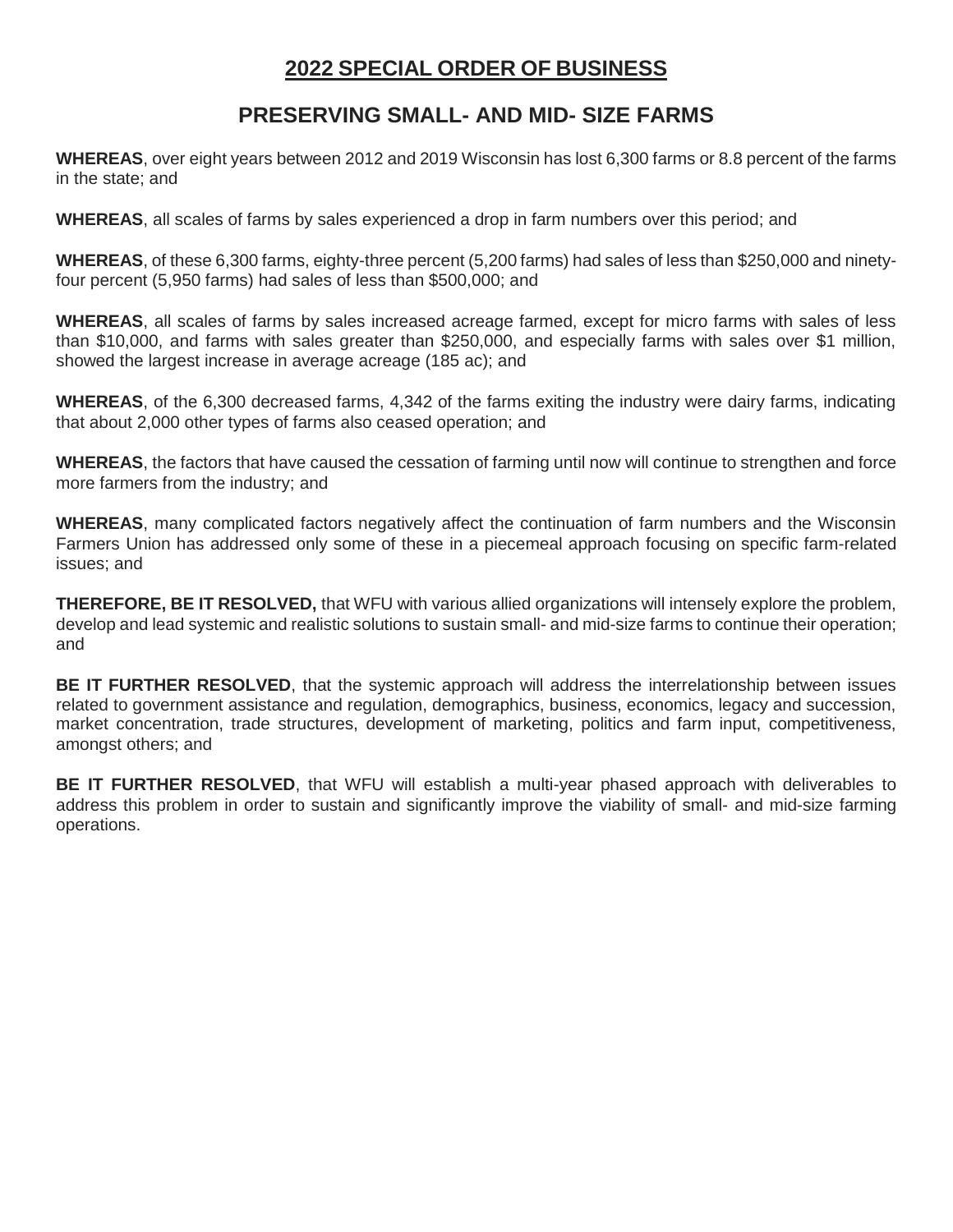# 2022 SPECIAL ORDER OF BUSINESS

## PRESERVING SMALL- AND MID- SIZE FARMS

**WHEREAS**, over eight years between 2012 and 2019 Wisconsin has lost 6,300 farms or 8.8 percent of the farms in the state; and

**WHEREAS**, all scales of farms by sales experienced a drop in farm numbers over this period; and

**WHEREAS**, of these 6,300 farms, eighty-three percent (5,200 farms) had sales of less than $250,000 and ninety-four percent (5,950 farms) had sales of less than $500,000; and

**WHEREAS**, all scales of farms by sales increased acreage farmed, except for micro farms with sales of less than $10,000, and farms with sales greater than $250,000, and especially farms with sales over $1 million, showed the largest increase in average acreage (185 ac); and

**WHEREAS**, of the 6,300 decreased farms, 4,342 of the farms exiting the industry were dairy farms, indicating that about 2,000 other types of farms also ceased operation; and

**WHEREAS**, the factors that have caused the cessation of farming until now will continue to strengthen and force more farmers from the industry; and

**WHEREAS**, many complicated factors negatively affect the continuation of farm numbers and the Wisconsin Farmers Union has addressed only some of these in a piecemeal approach focusing on specific farm-related issues; and

**THEREFORE, BE IT RESOLVED,** that WFU with various allied organizations will intensely explore the problem, develop and lead systemic and realistic solutions to sustain small- and mid-size farms to continue their operation; and

**BE IT FURTHER RESOLVED**, that the systemic approach will address the interrelationship between issues related to government assistance and regulation, demographics, business, economics, legacy and succession, market concentration, trade structures, development of marketing, politics and farm input, competitiveness, amongst others; and

**BE IT FURTHER RESOLVED**, that WFU will establish a multi-year phased approach with deliverables to address this problem in order to sustain and significantly improve the viability of small- and mid-size farming operations.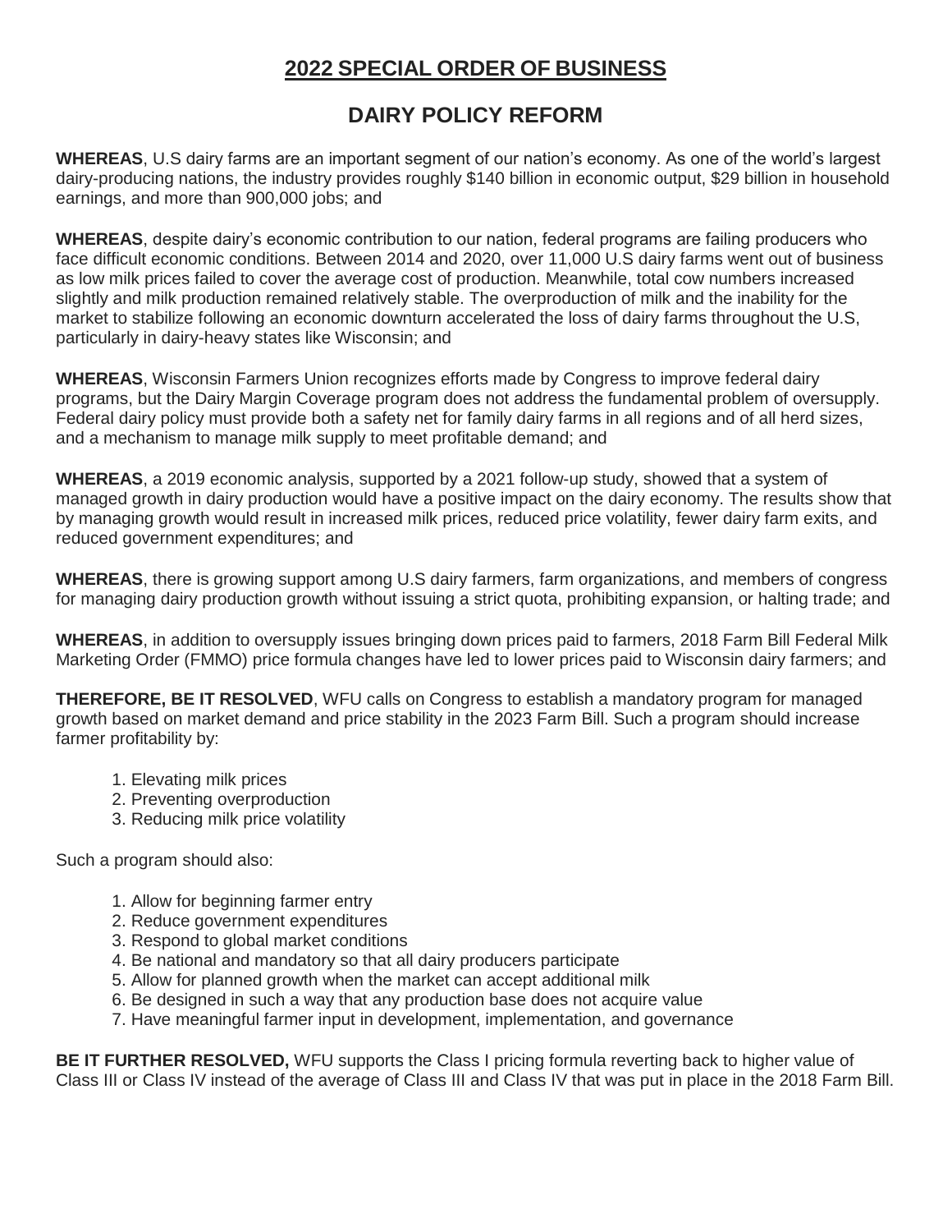# 2022 SPECIAL ORDER OF BUSINESS

## DAIRY POLICY REFORM

**WHEREAS**, U.S dairy farms are an important segment of our nation's economy. As one of the world's largest dairy-producing nations, the industry provides roughly $140 billion in economic output, $29 billion in household earnings, and more than 900,000 jobs; and

**WHEREAS**, despite dairy's economic contribution to our nation, federal programs are failing producers who face difficult economic conditions. Between 2014 and 2020, over 11,000 U.S dairy farms went out of business as low milk prices failed to cover the average cost of production. Meanwhile, total cow numbers increased slightly and milk production remained relatively stable. The overproduction of milk and the inability for the market to stabilize following an economic downturn accelerated the loss of dairy farms throughout the U.S, particularly in dairy-heavy states like Wisconsin; and

**WHEREAS**, Wisconsin Farmers Union recognizes efforts made by Congress to improve federal dairy programs, but the Dairy Margin Coverage program does not address the fundamental problem of oversupply. Federal dairy policy must provide both a safety net for family dairy farms in all regions and of all herd sizes, and a mechanism to manage milk supply to meet profitable demand; and

**WHEREAS**, a 2019 economic analysis, supported by a 2021 follow-up study, showed that a system of managed growth in dairy production would have a positive impact on the dairy economy. The results show that by managing growth would result in increased milk prices, reduced price volatility, fewer dairy farm exits, and reduced government expenditures; and

**WHEREAS**, there is growing support among U.S dairy farmers, farm organizations, and members of congress for managing dairy production growth without issuing a strict quota, prohibiting expansion, or halting trade; and

**WHEREAS**, in addition to oversupply issues bringing down prices paid to farmers, 2018 Farm Bill Federal Milk Marketing Order (FMMO) price formula changes have led to lower prices paid to Wisconsin dairy farmers; and

**THEREFORE, BE IT RESOLVED**, WFU calls on Congress to establish a mandatory program for managed growth based on market demand and price stability in the 2023 Farm Bill. Such a program should increase farmer profitability by:

1. Elevating milk prices
2. Preventing overproduction
3. Reducing milk price volatility

Such a program should also:

1. Allow for beginning farmer entry
2. Reduce government expenditures
3. Respond to global market conditions
4. Be national and mandatory so that all dairy producers participate
5. Allow for planned growth when the market can accept additional milk
6. Be designed in such a way that any production base does not acquire value
7. Have meaningful farmer input in development, implementation, and governance

**BE IT FURTHER RESOLVED,** WFU supports the Class I pricing formula reverting back to higher value of Class III or Class IV instead of the average of Class III and Class IV that was put in place in the 2018 Farm Bill.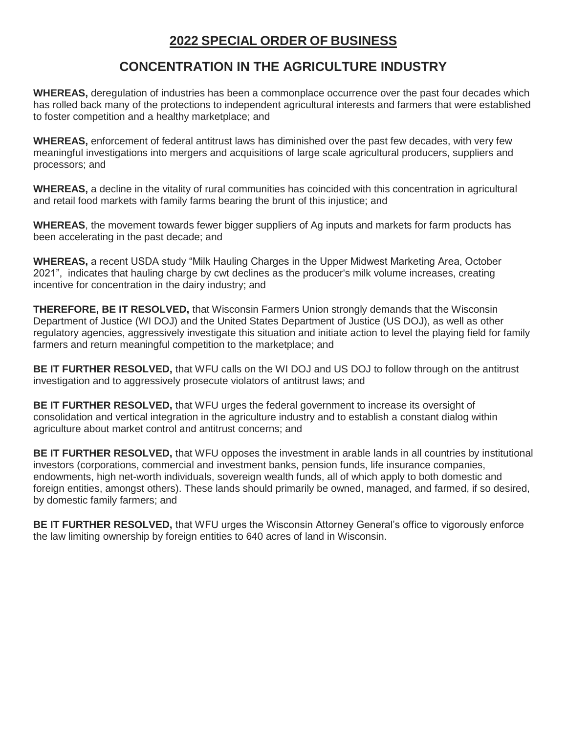# 2022 SPECIAL ORDER OF BUSINESS

## CONCENTRATION IN THE AGRICULTURE INDUSTRY

**WHEREAS,** deregulation of industries has been a commonplace occurrence over the past four decades which has rolled back many of the protections to independent agricultural interests and farmers that were established to foster competition and a healthy marketplace; and

**WHEREAS,** enforcement of federal antitrust laws has diminished over the past few decades, with very few meaningful investigations into mergers and acquisitions of large scale agricultural producers, suppliers and processors; and

**WHEREAS,** a decline in the vitality of rural communities has coincided with this concentration in agricultural and retail food markets with family farms bearing the brunt of this injustice; and

**WHEREAS**, the movement towards fewer bigger suppliers of Ag inputs and markets for farm products has been accelerating in the past decade; and

**WHEREAS,** a recent USDA study "Milk Hauling Charges in the Upper Midwest Marketing Area, October 2021", indicates that hauling charge by cwt declines as the producer's milk volume increases, creating incentive for concentration in the dairy industry; and

**THEREFORE, BE IT RESOLVED,** that Wisconsin Farmers Union strongly demands that the Wisconsin Department of Justice (WI DOJ) and the United States Department of Justice (US DOJ), as well as other regulatory agencies, aggressively investigate this situation and initiate action to level the playing field for family farmers and return meaningful competition to the marketplace; and

**BE IT FURTHER RESOLVED,** that WFU calls on the WI DOJ and US DOJ to follow through on the antitrust investigation and to aggressively prosecute violators of antitrust laws; and

**BE IT FURTHER RESOLVED,** that WFU urges the federal government to increase its oversight of consolidation and vertical integration in the agriculture industry and to establish a constant dialog within agriculture about market control and antitrust concerns; and

**BE IT FURTHER RESOLVED,** that WFU opposes the investment in arable lands in all countries by institutional investors (corporations, commercial and investment banks, pension funds, life insurance companies, endowments, high net-worth individuals, sovereign wealth funds, all of which apply to both domestic and foreign entities, amongst others). These lands should primarily be owned, managed, and farmed, if so desired, by domestic family farmers; and

**BE IT FURTHER RESOLVED,** that WFU urges the Wisconsin Attorney General's office to vigorously enforce the law limiting ownership by foreign entities to 640 acres of land in Wisconsin.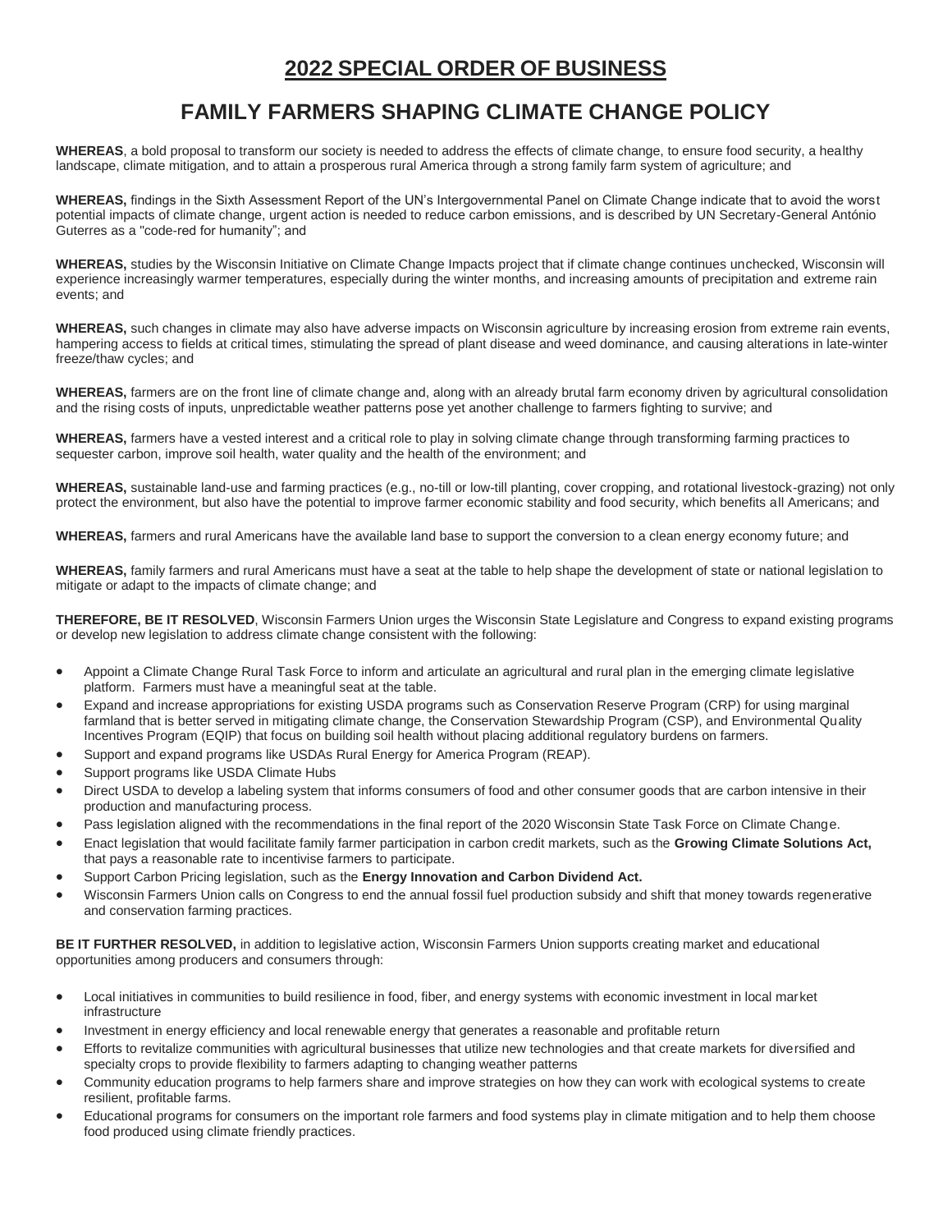# 2022 SPECIAL ORDER OF BUSINESS

## FAMILY FARMERS SHAPING CLIMATE CHANGE POLICY

**WHEREAS**, a bold proposal to transform our society is needed to address the effects of climate change, to ensure food security, a healthy landscape, climate mitigation, and to attain a prosperous rural America through a strong family farm system of agriculture; and

**WHEREAS,** findings in the Sixth Assessment Report of the UN's Intergovernmental Panel on Climate Change indicate that to avoid the worst potential impacts of climate change, urgent action is needed to reduce carbon emissions, and is described by UN Secretary-General António Guterres as a "code-red for humanity"; and

**WHEREAS,** studies by the Wisconsin Initiative on Climate Change Impacts project that if climate change continues unchecked, Wisconsin will experience increasingly warmer temperatures, especially during the winter months, and increasing amounts of precipitation and extreme rain events; and

**WHEREAS,** such changes in climate may also have adverse impacts on Wisconsin agriculture by increasing erosion from extreme rain events, hampering access to fields at critical times, stimulating the spread of plant disease and weed dominance, and causing alterations in late-winter freeze/thaw cycles; and

**WHEREAS,** farmers are on the front line of climate change and, along with an already brutal farm economy driven by agricultural consolidation and the rising costs of inputs, unpredictable weather patterns pose yet another challenge to farmers fighting to survive; and

**WHEREAS,** farmers have a vested interest and a critical role to play in solving climate change through transforming farming practices to sequester carbon, improve soil health, water quality and the health of the environment; and

**WHEREAS,** sustainable land-use and farming practices (e.g., no-till or low-till planting, cover cropping, and rotational livestock-grazing) not only protect the environment, but also have the potential to improve farmer economic stability and food security, which benefits all Americans; and

**WHEREAS,** farmers and rural Americans have the available land base to support the conversion to a clean energy economy future; and

**WHEREAS,** family farmers and rural Americans must have a seat at the table to help shape the development of state or national legislation to mitigate or adapt to the impacts of climate change; and

**THEREFORE, BE IT RESOLVED**, Wisconsin Farmers Union urges the Wisconsin State Legislature and Congress to expand existing programs or develop new legislation to address climate change consistent with the following:

- Appoint a Climate Change Rural Task Force to inform and articulate an agricultural and rural plan in the emerging climate legislative platform. Farmers must have a meaningful seat at the table.
- Expand and increase appropriations for existing USDA programs such as Conservation Reserve Program (CRP) for using marginal farmland that is better served in mitigating climate change, the Conservation Stewardship Program (CSP), and Environmental Quality Incentives Program (EQIP) that focus on building soil health without placing additional regulatory burdens on farmers.
- Support and expand programs like USDAs Rural Energy for America Program (REAP).
- Support programs like USDA Climate Hubs
- Direct USDA to develop a labeling system that informs consumers of food and other consumer goods that are carbon intensive in their production and manufacturing process.
- Pass legislation aligned with the recommendations in the final report of the 2020 Wisconsin State Task Force on Climate Change.
- Enact legislation that would facilitate family farmer participation in carbon credit markets, such as the **Growing Climate Solutions Act,** that pays a reasonable rate to incentivise farmers to participate.
- Support Carbon Pricing legislation, such as the **Energy Innovation and Carbon Dividend Act.**
- Wisconsin Farmers Union calls on Congress to end the annual fossil fuel production subsidy and shift that money towards regenerative and conservation farming practices.

**BE IT FURTHER RESOLVED,** in addition to legislative action, Wisconsin Farmers Union supports creating market and educational opportunities among producers and consumers through:

- Local initiatives in communities to build resilience in food, fiber, and energy systems with economic investment in local market infrastructure
- Investment in energy efficiency and local renewable energy that generates a reasonable and profitable return
- Efforts to revitalize communities with agricultural businesses that utilize new technologies and that create markets for diversified and specialty crops to provide flexibility to farmers adapting to changing weather patterns
- Community education programs to help farmers share and improve strategies on how they can work with ecological systems to create resilient, profitable farms.
- Educational programs for consumers on the important role farmers and food systems play in climate mitigation and to help them choose food produced using climate friendly practices.